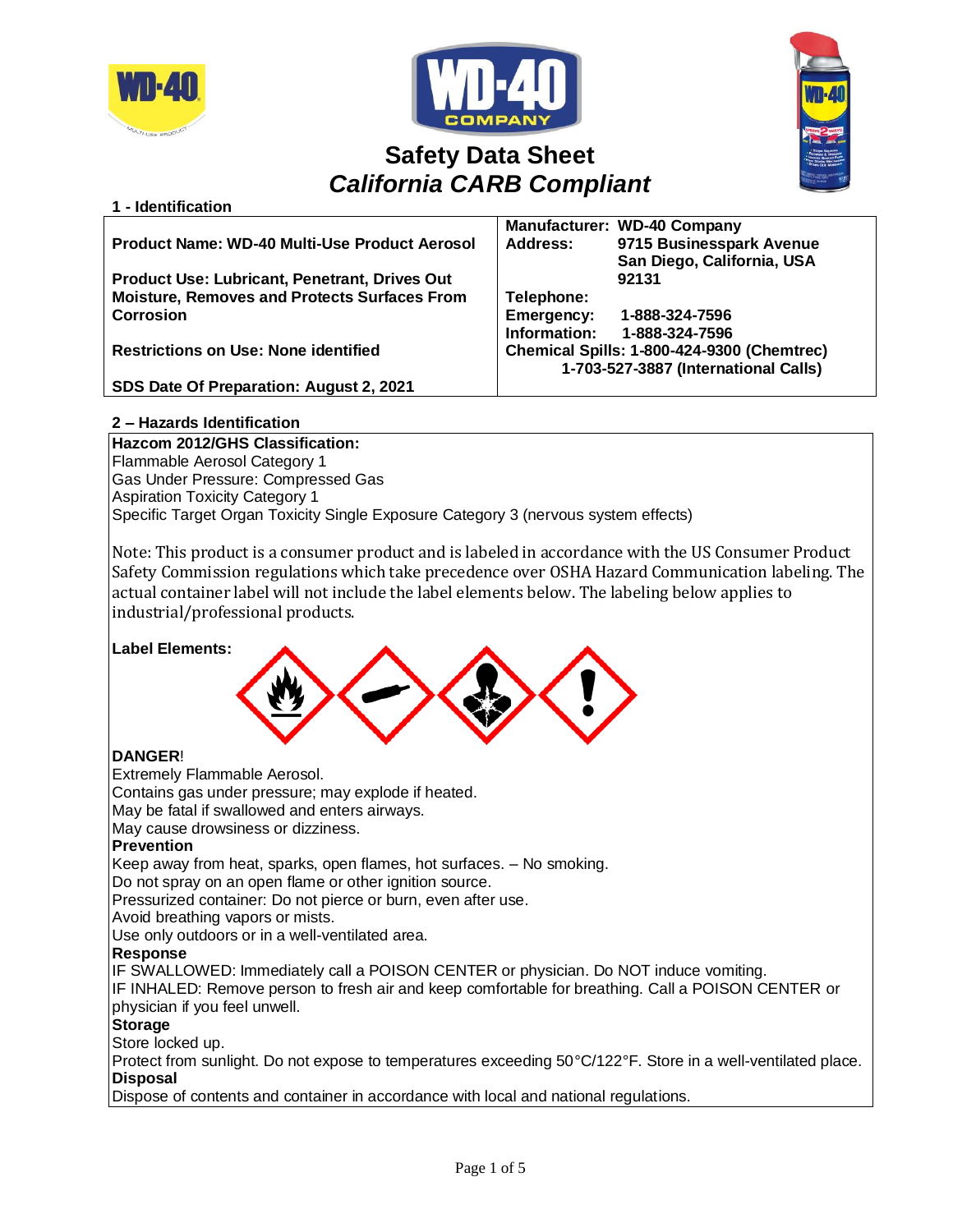# Safety Data Sheet

## *California CARB Compliant*

### 1 - Identification

| | |
|---|---|
| **Product Name: WD-40 Multi-Use Product Aerosol** | **Manufacturer: WD-40 Company**<br>**Address: 9715 Businesspark Avenue San Diego, California, USA 92131** |
| **Product Use: Lubricant, Penetrant, Drives Out Moisture, Removes and Protects Surfaces From Corrosion** | **Telephone:**<br>**Emergency: 1-888-324-7596**<br>**Information: 1-888-324-7596** |
| **Restrictions on Use: None identified** | **Chemical Spills: 1-800-424-9300 (Chemtrec)**<br>**1-703-527-3887 (International Calls)** |
| **SDS Date Of Preparation: August 2, 2021** | |

### 2 – Hazards Identification

**Hazcom 2012/GHS Classification:**
Flammable Aerosol Category 1
Gas Under Pressure: Compressed Gas
Aspiration Toxicity Category 1
Specific Target Organ Toxicity Single Exposure Category 3 (nervous system effects)

Note: This product is a consumer product and is labeled in accordance with the US Consumer Product Safety Commission regulations which take precedence over OSHA Hazard Communication labeling. The actual container label will not include the label elements below. The labeling below applies to industrial/professional products.

**Label Elements:**

**DANGER**!
Extremely Flammable Aerosol.
Contains gas under pressure; may explode if heated.
May be fatal if swallowed and enters airways.
May cause drowsiness or dizziness.

**Prevention**
Keep away from heat, sparks, open flames, hot surfaces. – No smoking.
Do not spray on an open flame or other ignition source.
Pressurized container: Do not pierce or burn, even after use.
Avoid breathing vapors or mists.
Use only outdoors or in a well-ventilated area.

**Response**
IF SWALLOWED: Immediately call a POISON CENTER or physician. Do NOT induce vomiting.
IF INHALED: Remove person to fresh air and keep comfortable for breathing. Call a POISON CENTER or physician if you feel unwell.

**Storage**
Store locked up.
Protect from sunlight. Do not expose to temperatures exceeding 50°C/122°F. Store in a well-ventilated place.

**Disposal**
Dispose of contents and container in accordance with local and national regulations.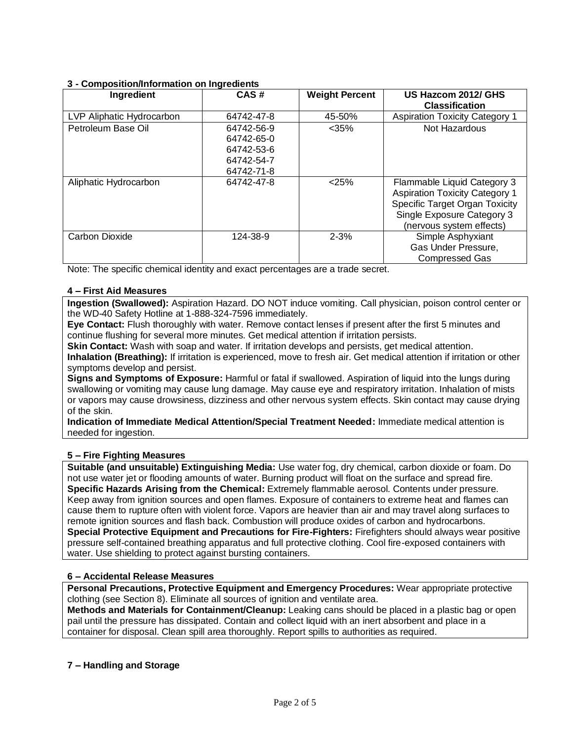### 3 - Composition/Information on Ingredients

| Ingredient | CAS # | Weight Percent | US Hazcom 2012/ GHS Classification |
|---|---|---|---|
| LVP Aliphatic Hydrocarbon | 64742-47-8 | 45-50% | Aspiration Toxicity Category 1 |
| Petroleum Base Oil | 64742-56-9<br>64742-65-0<br>64742-53-6<br>64742-54-7<br>64742-71-8 | <35% | Not Hazardous |
| Aliphatic Hydrocarbon | 64742-47-8 | <25% | Flammable Liquid Category 3<br>Aspiration Toxicity Category 1<br>Specific Target Organ Toxicity Single Exposure Category 3 (nervous system effects) |
| Carbon Dioxide | 124-38-9 | 2-3% | Simple Asphyxiant<br>Gas Under Pressure, Compressed Gas |

Note: The specific chemical identity and exact percentages are a trade secret.

### 4 – First Aid Measures

**Ingestion (Swallowed):** Aspiration Hazard. DO NOT induce vomiting. Call physician, poison control center or the WD-40 Safety Hotline at 1-888-324-7596 immediately.
**Eye Contact:** Flush thoroughly with water. Remove contact lenses if present after the first 5 minutes and continue flushing for several more minutes. Get medical attention if irritation persists.
**Skin Contact:** Wash with soap and water. If irritation develops and persists, get medical attention.
**Inhalation (Breathing):** If irritation is experienced, move to fresh air. Get medical attention if irritation or other symptoms develop and persist.
**Signs and Symptoms of Exposure:** Harmful or fatal if swallowed. Aspiration of liquid into the lungs during swallowing or vomiting may cause lung damage. May cause eye and respiratory irritation. Inhalation of mists or vapors may cause drowsiness, dizziness and other nervous system effects. Skin contact may cause drying of the skin.
**Indication of Immediate Medical Attention/Special Treatment Needed:** Immediate medical attention is needed for ingestion.

### 5 – Fire Fighting Measures

**Suitable (and unsuitable) Extinguishing Media:** Use water fog, dry chemical, carbon dioxide or foam. Do not use water jet or flooding amounts of water. Burning product will float on the surface and spread fire.
**Specific Hazards Arising from the Chemical:** Extremely flammable aerosol. Contents under pressure. Keep away from ignition sources and open flames. Exposure of containers to extreme heat and flames can cause them to rupture often with violent force. Vapors are heavier than air and may travel along surfaces to remote ignition sources and flash back. Combustion will produce oxides of carbon and hydrocarbons.
**Special Protective Equipment and Precautions for Fire-Fighters:** Firefighters should always wear positive pressure self-contained breathing apparatus and full protective clothing. Cool fire-exposed containers with water. Use shielding to protect against bursting containers.

### 6 – Accidental Release Measures

**Personal Precautions, Protective Equipment and Emergency Procedures:** Wear appropriate protective clothing (see Section 8). Eliminate all sources of ignition and ventilate area.
**Methods and Materials for Containment/Cleanup:** Leaking cans should be placed in a plastic bag or open pail until the pressure has dissipated. Contain and collect liquid with an inert absorbent and place in a container for disposal. Clean spill area thoroughly. Report spills to authorities as required.

### 7 – Handling and Storage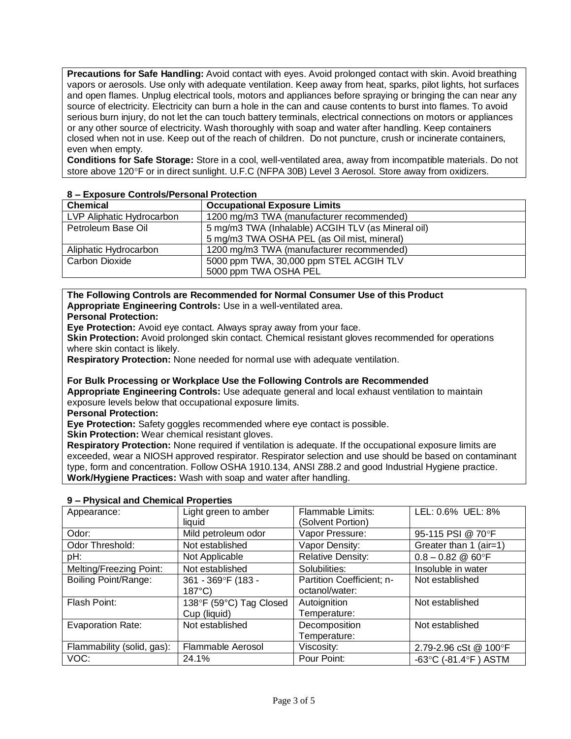**Precautions for Safe Handling:** Avoid contact with eyes. Avoid prolonged contact with skin. Avoid breathing vapors or aerosols. Use only with adequate ventilation. Keep away from heat, sparks, pilot lights, hot surfaces and open flames. Unplug electrical tools, motors and appliances before spraying or bringing the can near any source of electricity. Electricity can burn a hole in the can and cause contents to burst into flames. To avoid serious burn injury, do not let the can touch battery terminals, electrical connections on motors or appliances or any other source of electricity. Wash thoroughly with soap and water after handling. Keep containers closed when not in use. Keep out of the reach of children. Do not puncture, crush or incinerate containers, even when empty.
**Conditions for Safe Storage:** Store in a cool, well-ventilated area, away from incompatible materials. Do not store above 120°F or in direct sunlight. U.F.C (NFPA 30B) Level 3 Aerosol. Store away from oxidizers.

## 8 – Exposure Controls/Personal Protection

| Chemical | Occupational Exposure Limits |
|---|---|
| LVP Aliphatic Hydrocarbon | 1200 mg/m3 TWA (manufacturer recommended) |
| Petroleum Base Oil | 5 mg/m3 TWA (Inhalable) ACGIH TLV (as Mineral oil)<br>5 mg/m3 TWA OSHA PEL (as Oil mist, mineral) |
| Aliphatic Hydrocarbon | 1200 mg/m3 TWA (manufacturer recommended) |
| Carbon Dioxide | 5000 ppm TWA, 30,000 ppm STEL ACGIH TLV<br>5000 ppm TWA OSHA PEL |

**The Following Controls are Recommended for Normal Consumer Use of this Product**
**Appropriate Engineering Controls:** Use in a well-ventilated area.
**Personal Protection:**
**Eye Protection:** Avoid eye contact. Always spray away from your face.
**Skin Protection:** Avoid prolonged skin contact. Chemical resistant gloves recommended for operations where skin contact is likely.
**Respiratory Protection:** None needed for normal use with adequate ventilation.

**For Bulk Processing or Workplace Use the Following Controls are Recommended**
**Appropriate Engineering Controls:** Use adequate general and local exhaust ventilation to maintain exposure levels below that occupational exposure limits.
**Personal Protection:**
**Eye Protection:** Safety goggles recommended where eye contact is possible.
**Skin Protection:** Wear chemical resistant gloves.
**Respiratory Protection:** None required if ventilation is adequate. If the occupational exposure limits are exceeded, wear a NIOSH approved respirator. Respirator selection and use should be based on contaminant type, form and concentration. Follow OSHA 1910.134, ANSI Z88.2 and good Industrial Hygiene practice.
**Work/Hygiene Practices:** Wash with soap and water after handling.

## 9 – Physical and Chemical Properties

| | | | |
|---|---|---|---|
| Appearance: | Light green to amber liquid | Flammable Limits: (Solvent Portion) | LEL: 0.6% UEL: 8% |
| Odor: | Mild petroleum odor | Vapor Pressure: | 95-115 PSI @ 70°F |
| Odor Threshold: | Not established | Vapor Density: | Greater than 1 (air=1) |
| pH: | Not Applicable | Relative Density: | 0.8 – 0.82 @ 60°F |
| Melting/Freezing Point: | Not established | Solubilities: | Insoluble in water |
| Boiling Point/Range: | 361 - 369°F (183 - 187°C) | Partition Coefficient; n-octanol/water: | Not established |
| Flash Point: | 138°F (59°C) Tag Closed Cup (liquid) | Autoignition Temperature: | Not established |
| Evaporation Rate: | Not established | Decomposition Temperature: | Not established |
| Flammability (solid, gas): | Flammable Aerosol | Viscosity: | 2.79-2.96 cSt @ 100°F |
| VOC: | 24.1% | Pour Point: | -63°C (-81.4°F ) ASTM |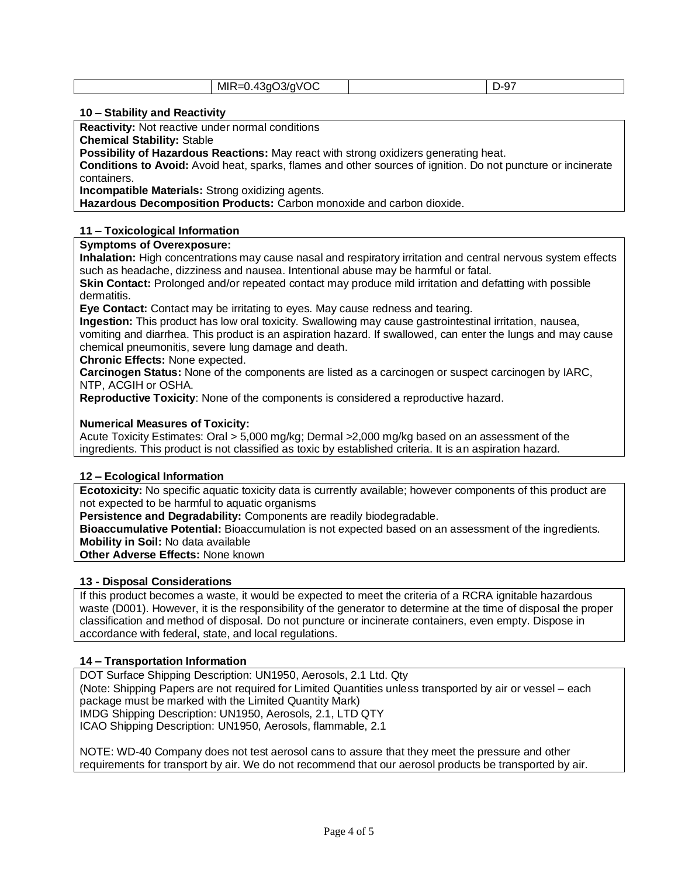|  | MIR=0.43gO3/gVOC |  | D-97 |
|---|---|---|---|

### 10 – Stability and Reactivity

**Reactivity:** Not reactive under normal conditions
**Chemical Stability:** Stable
**Possibility of Hazardous Reactions:** May react with strong oxidizers generating heat.
**Conditions to Avoid:** Avoid heat, sparks, flames and other sources of ignition. Do not puncture or incinerate containers.
**Incompatible Materials:** Strong oxidizing agents.
**Hazardous Decomposition Products:** Carbon monoxide and carbon dioxide.

### 11 – Toxicological Information

**Symptoms of Overexposure:**
**Inhalation:** High concentrations may cause nasal and respiratory irritation and central nervous system effects such as headache, dizziness and nausea. Intentional abuse may be harmful or fatal.
**Skin Contact:** Prolonged and/or repeated contact may produce mild irritation and defatting with possible dermatitis.
**Eye Contact:** Contact may be irritating to eyes. May cause redness and tearing.
**Ingestion:** This product has low oral toxicity. Swallowing may cause gastrointestinal irritation, nausea, vomiting and diarrhea. This product is an aspiration hazard. If swallowed, can enter the lungs and may cause chemical pneumonitis, severe lung damage and death.
**Chronic Effects:** None expected.
**Carcinogen Status:** None of the components are listed as a carcinogen or suspect carcinogen by IARC, NTP, ACGIH or OSHA.
**Reproductive Toxicity**: None of the components is considered a reproductive hazard.

**Numerical Measures of Toxicity:**
Acute Toxicity Estimates: Oral > 5,000 mg/kg; Dermal >2,000 mg/kg based on an assessment of the ingredients. This product is not classified as toxic by established criteria. It is an aspiration hazard.

### 12 – Ecological Information

**Ecotoxicity:** No specific aquatic toxicity data is currently available; however components of this product are not expected to be harmful to aquatic organisms
**Persistence and Degradability:** Components are readily biodegradable.
**Bioaccumulative Potential:** Bioaccumulation is not expected based on an assessment of the ingredients.
**Mobility in Soil:** No data available
**Other Adverse Effects:** None known

### 13 - Disposal Considerations

If this product becomes a waste, it would be expected to meet the criteria of a RCRA ignitable hazardous waste (D001). However, it is the responsibility of the generator to determine at the time of disposal the proper classification and method of disposal. Do not puncture or incinerate containers, even empty. Dispose in accordance with federal, state, and local regulations.

### 14 – Transportation Information

DOT Surface Shipping Description: UN1950, Aerosols, 2.1 Ltd. Qty
(Note: Shipping Papers are not required for Limited Quantities unless transported by air or vessel – each package must be marked with the Limited Quantity Mark)
IMDG Shipping Description: UN1950, Aerosols, 2.1, LTD QTY
ICAO Shipping Description: UN1950, Aerosols, flammable, 2.1

NOTE: WD-40 Company does not test aerosol cans to assure that they meet the pressure and other requirements for transport by air. We do not recommend that our aerosol products be transported by air.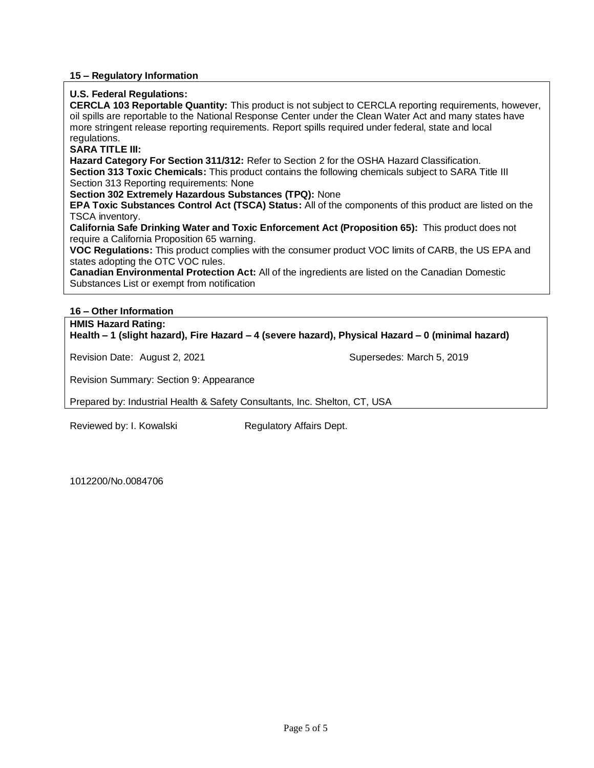## 15 – Regulatory Information

**U.S. Federal Regulations:**

**CERCLA 103 Reportable Quantity:** This product is not subject to CERCLA reporting requirements, however, oil spills are reportable to the National Response Center under the Clean Water Act and many states have more stringent release reporting requirements. Report spills required under federal, state and local regulations.

**SARA TITLE III:**

**Hazard Category For Section 311/312:** Refer to Section 2 for the OSHA Hazard Classification.

**Section 313 Toxic Chemicals:** This product contains the following chemicals subject to SARA Title III Section 313 Reporting requirements: None

**Section 302 Extremely Hazardous Substances (TPQ):** None

**EPA Toxic Substances Control Act (TSCA) Status:** All of the components of this product are listed on the TSCA inventory.

**California Safe Drinking Water and Toxic Enforcement Act (Proposition 65):** This product does not require a California Proposition 65 warning.

**VOC Regulations:** This product complies with the consumer product VOC limits of CARB, the US EPA and states adopting the OTC VOC rules.

**Canadian Environmental Protection Act:** All of the ingredients are listed on the Canadian Domestic Substances List or exempt from notification

## 16 – Other Information

**HMIS Hazard Rating:**
**Health – 1 (slight hazard), Fire Hazard – 4 (severe hazard), Physical Hazard – 0 (minimal hazard)**

Revision Date: August 2, 2021 Supersedes: March 5, 2019

Revision Summary: Section 9: Appearance

Prepared by: Industrial Health & Safety Consultants, Inc. Shelton, CT, USA

Reviewed by: I. Kowalski Regulatory Affairs Dept.

1012200/No.0084706